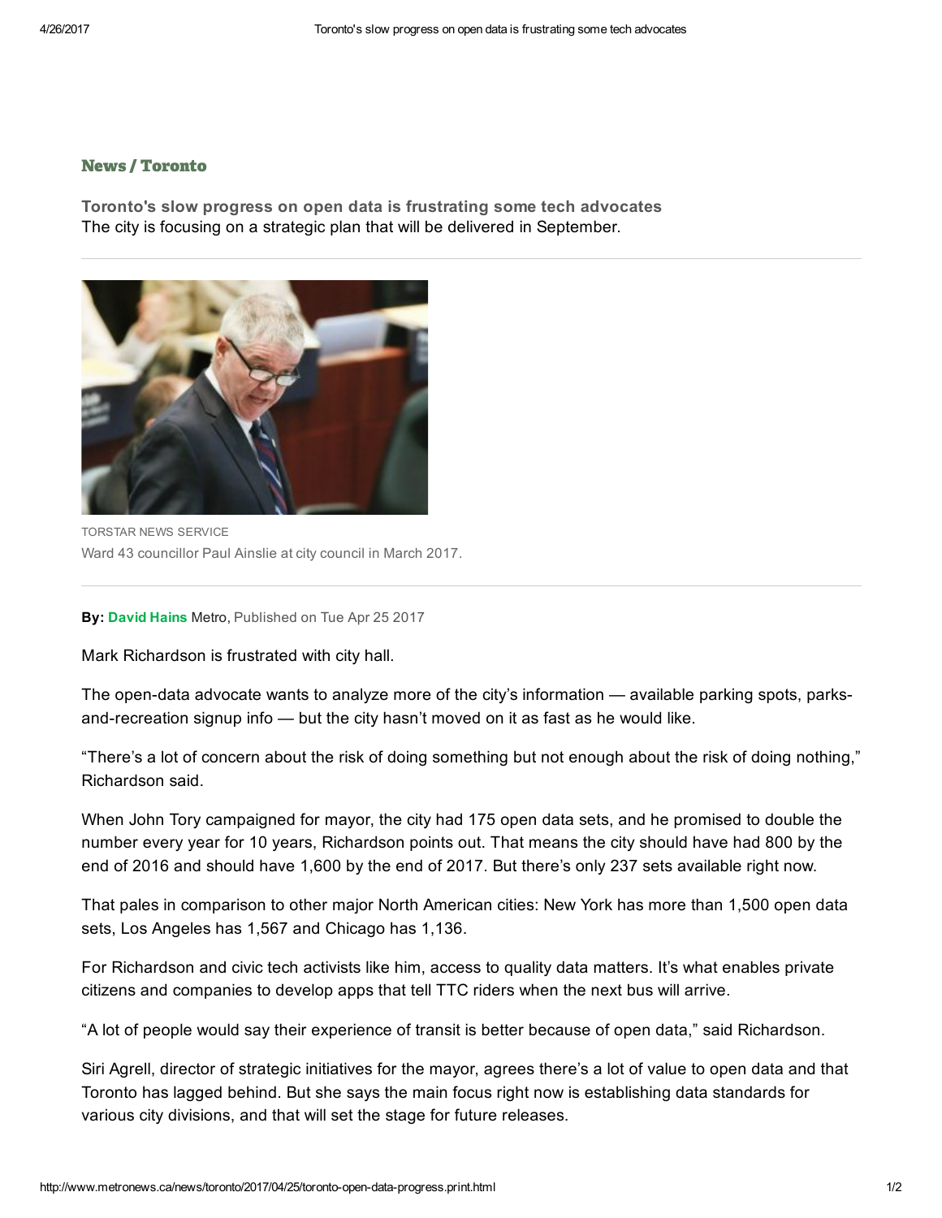## News / Toronto

**Toronto's slow progress on open data is frustrating some tech advocates**
The city is focusing on a strategic plan that will be delivered in September.

TORSTAR NEWS SERVICE
Ward 43 councillor Paul Ainslie at city council in March 2017.

**By:** **David Hains** Metro, Published on Tue Apr 25 2017

Mark Richardson is frustrated with city hall.

The open-data advocate wants to analyze more of the city's information — available parking spots, parks-and-recreation signup info — but the city hasn't moved on it as fast as he would like.

"There's a lot of concern about the risk of doing something but not enough about the risk of doing nothing," Richardson said.

When John Tory campaigned for mayor, the city had 175 open data sets, and he promised to double the number every year for 10 years, Richardson points out. That means the city should have had 800 by the end of 2016 and should have 1,600 by the end of 2017. But there's only 237 sets available right now.

That pales in comparison to other major North American cities: New York has more than 1,500 open data sets, Los Angeles has 1,567 and Chicago has 1,136.

For Richardson and civic tech activists like him, access to quality data matters. It's what enables private citizens and companies to develop apps that tell TTC riders when the next bus will arrive.

"A lot of people would say their experience of transit is better because of open data," said Richardson.

Siri Agrell, director of strategic initiatives for the mayor, agrees there's a lot of value to open data and that Toronto has lagged behind. But she says the main focus right now is establishing data standards for various city divisions, and that will set the stage for future releases.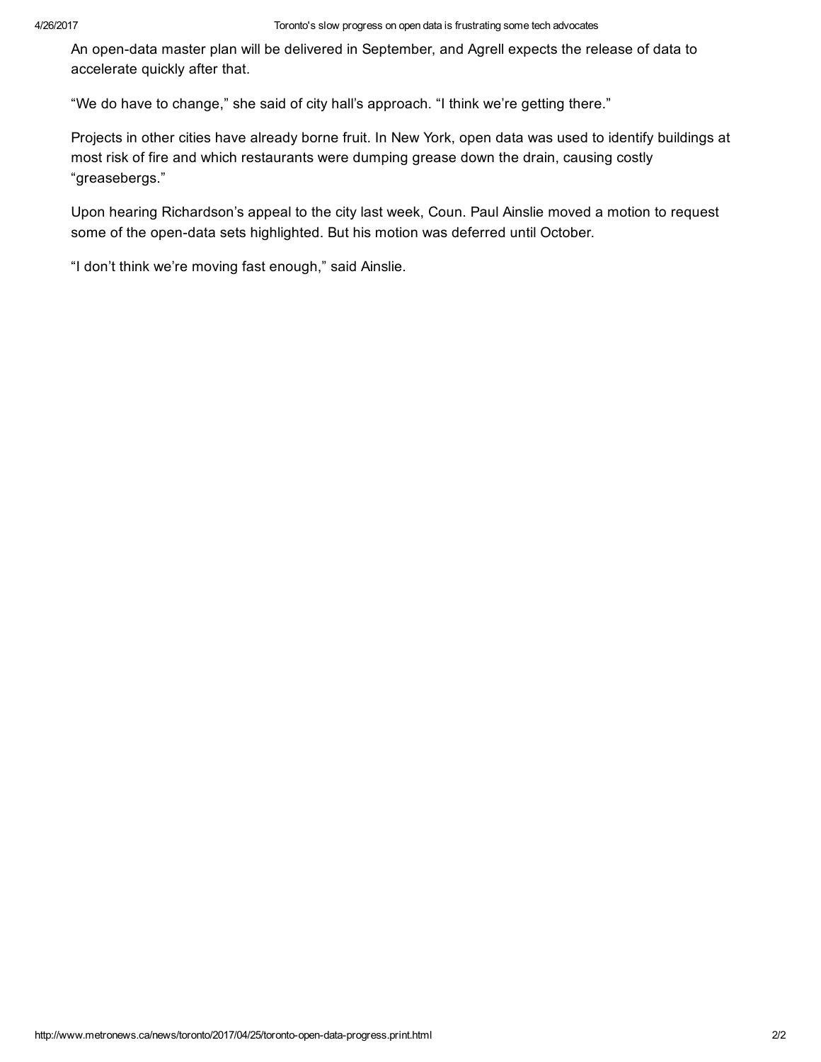An open-data master plan will be delivered in September, and Agrell expects the release of data to accelerate quickly after that.

“We do have to change,” she said of city hall’s approach. “I think we’re getting there.”

Projects in other cities have already borne fruit. In New York, open data was used to identify buildings at most risk of fire and which restaurants were dumping grease down the drain, causing costly “greasebergs.”

Upon hearing Richardson’s appeal to the city last week, Coun. Paul Ainslie moved a motion to request some of the open-data sets highlighted. But his motion was deferred until October.

“I don’t think we’re moving fast enough,” said Ainslie.